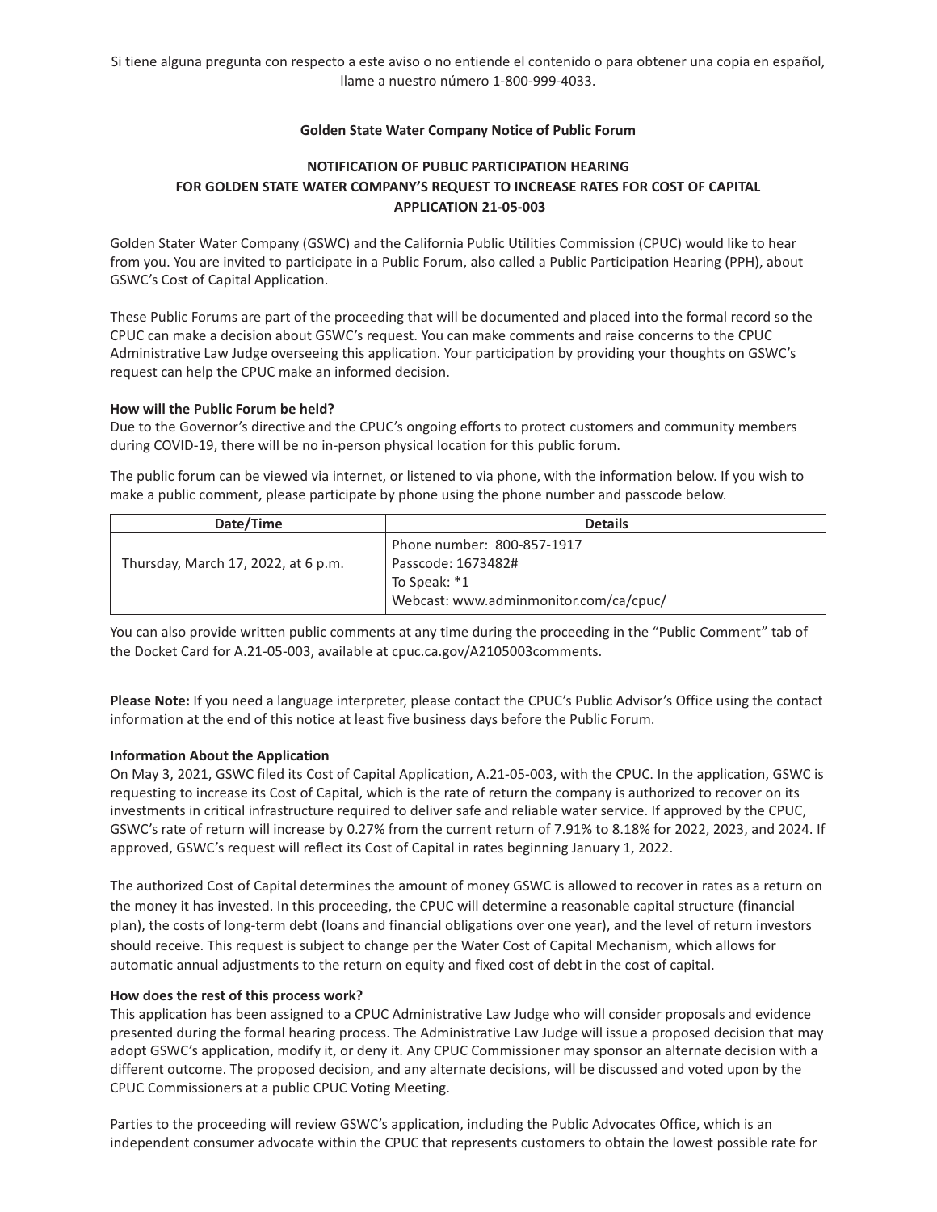Si tiene alguna pregunta con respecto a este aviso o no entiende el contenido o para obtener una copia en español, llame a nuestro número 1-800-999-4033.

**Golden State Water Company Notice of Public Forum**

**NOTIFICATION OF PUBLIC PARTICIPATION HEARING FOR GOLDEN STATE WATER COMPANY'S REQUEST TO INCREASE RATES FOR COST OF CAPITAL APPLICATION 21-05-003**

Golden Stater Water Company (GSWC) and the California Public Utilities Commission (CPUC) would like to hear from you. You are invited to participate in a Public Forum, also called a Public Participation Hearing (PPH), about GSWC's Cost of Capital Application.

These Public Forums are part of the proceeding that will be documented and placed into the formal record so the CPUC can make a decision about GSWC's request. You can make comments and raise concerns to the CPUC Administrative Law Judge overseeing this application. Your participation by providing your thoughts on GSWC's request can help the CPUC make an informed decision.

**How will the Public Forum be held?**

Due to the Governor's directive and the CPUC's ongoing efforts to protect customers and community members during COVID-19, there will be no in-person physical location for this public forum.

The public forum can be viewed via internet, or listened to via phone, with the information below. If you wish to make a public comment, please participate by phone using the phone number and passcode below.

| Date/Time | Details |
|---|---|
| Thursday, March 17, 2022, at 6 p.m. | Phone number: 800-857-1917<br>Passcode: 1673482#<br>To Speak: *1<br>Webcast: www.adminmonitor.com/ca/cpuc/ |

You can also provide written public comments at any time during the proceeding in the "Public Comment" tab of the Docket Card for A.21-05-003, available at cpuc.ca.gov/A2105003comments.

**Please Note:** If you need a language interpreter, please contact the CPUC's Public Advisor's Office using the contact information at the end of this notice at least five business days before the Public Forum.

**Information About the Application**

On May 3, 2021, GSWC filed its Cost of Capital Application, A.21-05-003, with the CPUC. In the application, GSWC is requesting to increase its Cost of Capital, which is the rate of return the company is authorized to recover on its investments in critical infrastructure required to deliver safe and reliable water service. If approved by the CPUC, GSWC's rate of return will increase by 0.27% from the current return of 7.91% to 8.18% for 2022, 2023, and 2024. If approved, GSWC's request will reflect its Cost of Capital in rates beginning January 1, 2022.

The authorized Cost of Capital determines the amount of money GSWC is allowed to recover in rates as a return on the money it has invested. In this proceeding, the CPUC will determine a reasonable capital structure (financial plan), the costs of long-term debt (loans and financial obligations over one year), and the level of return investors should receive. This request is subject to change per the Water Cost of Capital Mechanism, which allows for automatic annual adjustments to the return on equity and fixed cost of debt in the cost of capital.

**How does the rest of this process work?**

This application has been assigned to a CPUC Administrative Law Judge who will consider proposals and evidence presented during the formal hearing process. The Administrative Law Judge will issue a proposed decision that may adopt GSWC's application, modify it, or deny it. Any CPUC Commissioner may sponsor an alternate decision with a different outcome. The proposed decision, and any alternate decisions, will be discussed and voted upon by the CPUC Commissioners at a public CPUC Voting Meeting.

Parties to the proceeding will review GSWC's application, including the Public Advocates Office, which is an independent consumer advocate within the CPUC that represents customers to obtain the lowest possible rate for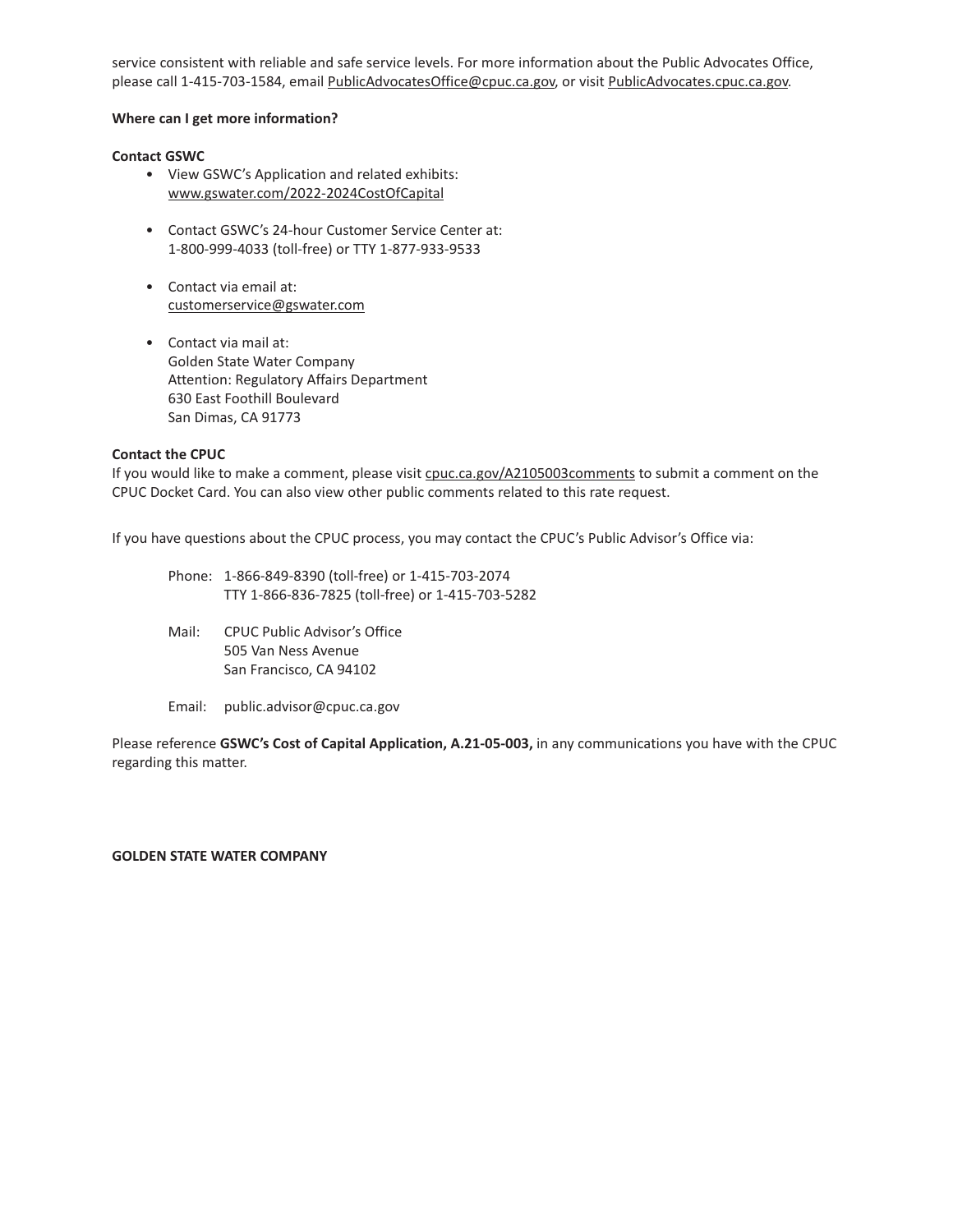service consistent with reliable and safe service levels. For more information about the Public Advocates Office, please call 1-415-703-1584, email PublicAdvocatesOffice@cpuc.ca.gov, or visit PublicAdvocates.cpuc.ca.gov.

**Where can I get more information?**

**Contact GSWC**

- View GSWC's Application and related exhibits:
  www.gswater.com/2022-2024CostOfCapital
- Contact GSWC's 24-hour Customer Service Center at:
  1-800-999-4033 (toll-free) or TTY 1-877-933-9533
- Contact via email at:
  customerservice@gswater.com
- Contact via mail at:
  Golden State Water Company
  Attention: Regulatory Affairs Department
  630 East Foothill Boulevard
  San Dimas, CA 91773

**Contact the CPUC**

If you would like to make a comment, please visit cpuc.ca.gov/A2105003comments to submit a comment on the CPUC Docket Card. You can also view other public comments related to this rate request.

If you have questions about the CPUC process, you may contact the CPUC's Public Advisor's Office via:

Phone: 1-866-849-8390 (toll-free) or 1-415-703-2074
TTY 1-866-836-7825 (toll-free) or 1-415-703-5282

Mail: CPUC Public Advisor's Office
505 Van Ness Avenue
San Francisco, CA 94102

Email: public.advisor@cpuc.ca.gov

Please reference **GSWC's Cost of Capital Application, A.21-05-003,** in any communications you have with the CPUC regarding this matter.

**GOLDEN STATE WATER COMPANY**